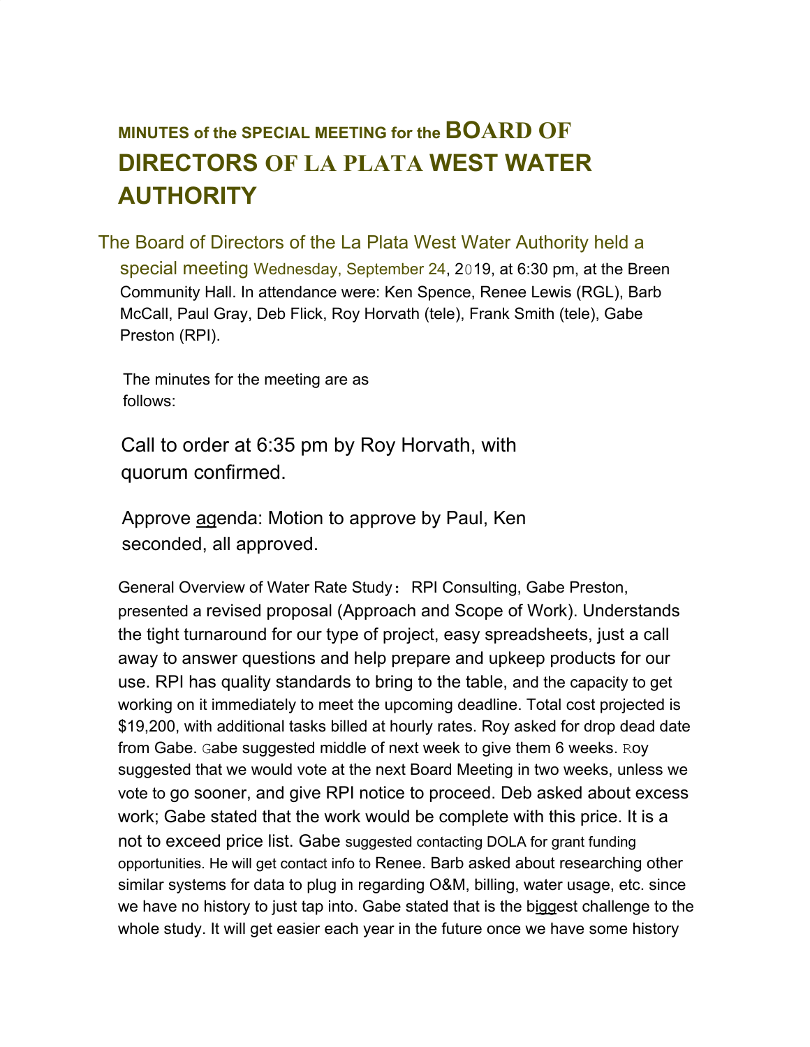# MINUTES of the SPECIAL MEETING for the BOARD OF DIRECTORS OF LA PLATA WEST WATER AUTHORITY

The Board of Directors of the La Plata West Water Authority held a special meeting Wednesday, September 24, 2019, at 6:30 pm, at the Breen Community Hall. In attendance were: Ken Spence, Renee Lewis (RGL), Barb McCall, Paul Gray, Deb Flick, Roy Horvath (tele), Frank Smith (tele), Gabe Preston (RPI).

The minutes for the meeting are as follows:

Call to order at 6:35 pm by Roy Horvath, with quorum confirmed.

Approve agenda: Motion to approve by Paul, Ken seconded, all approved.

General Overview of Water Rate Study: RPI Consulting, Gabe Preston, presented a revised proposal (Approach and Scope of Work). Understands the tight turnaround for our type of project, easy spreadsheets, just a call away to answer questions and help prepare and upkeep products for our use. RPI has quality standards to bring to the table, and the capacity to get working on it immediately to meet the upcoming deadline. Total cost projected is $19,200, with additional tasks billed at hourly rates. Roy asked for drop dead date from Gabe. Gabe suggested middle of next week to give them 6 weeks. Roy suggested that we would vote at the next Board Meeting in two weeks, unless we vote to go sooner, and give RPI notice to proceed. Deb asked about excess work; Gabe stated that the work would be complete with this price. It is a not to exceed price list. Gabe suggested contacting DOLA for grant funding opportunities. He will get contact info to Renee. Barb asked about researching other similar systems for data to plug in regarding O&M, billing, water usage, etc. since we have no history to just tap into. Gabe stated that is the biggest challenge to the whole study. It will get easier each year in the future once we have some history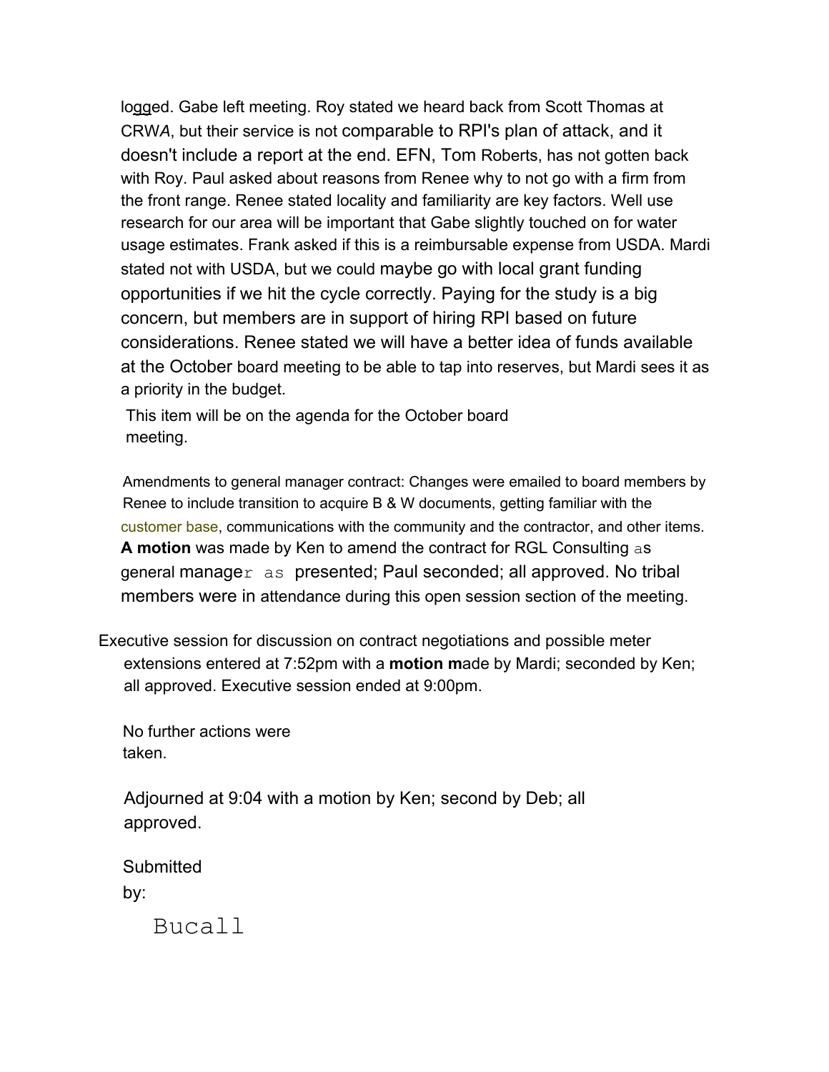logged. Gabe left meeting. Roy stated we heard back from Scott Thomas at CRWA, but their service is not comparable to RPI's plan of attack, and it doesn't include a report at the end. EFN, Tom Roberts, has not gotten back with Roy. Paul asked about reasons from Renee why to not go with a firm from the front range. Renee stated locality and familiarity are key factors. Well use research for our area will be important that Gabe slightly touched on for water usage estimates. Frank asked if this is a reimbursable expense from USDA. Mardi stated not with USDA, but we could maybe go with local grant funding opportunities if we hit the cycle correctly. Paying for the study is a big concern, but members are in support of hiring RPI based on future considerations. Renee stated we will have a better idea of funds available at the October board meeting to be able to tap into reserves, but Mardi sees it as a priority in the budget.

This item will be on the agenda for the October board meeting.

Amendments to general manager contract: Changes were emailed to board members by Renee to include transition to acquire B & W documents, getting familiar with the customer base, communications with the community and the contractor, and other items. **A motion** was made by Ken to amend the contract for RGL Consulting as general manager as presented; Paul seconded; all approved. No tribal members were in attendance during this open session section of the meeting.

Executive session for discussion on contract negotiations and possible meter extensions entered at 7:52pm with a **motion m**ade by Mardi; seconded by Ken; all approved. Executive session ended at 9:00pm.

No further actions were taken.

Adjourned at 9:04 with a motion by Ken; second by Deb; all approved.

Submitted by:

Bucall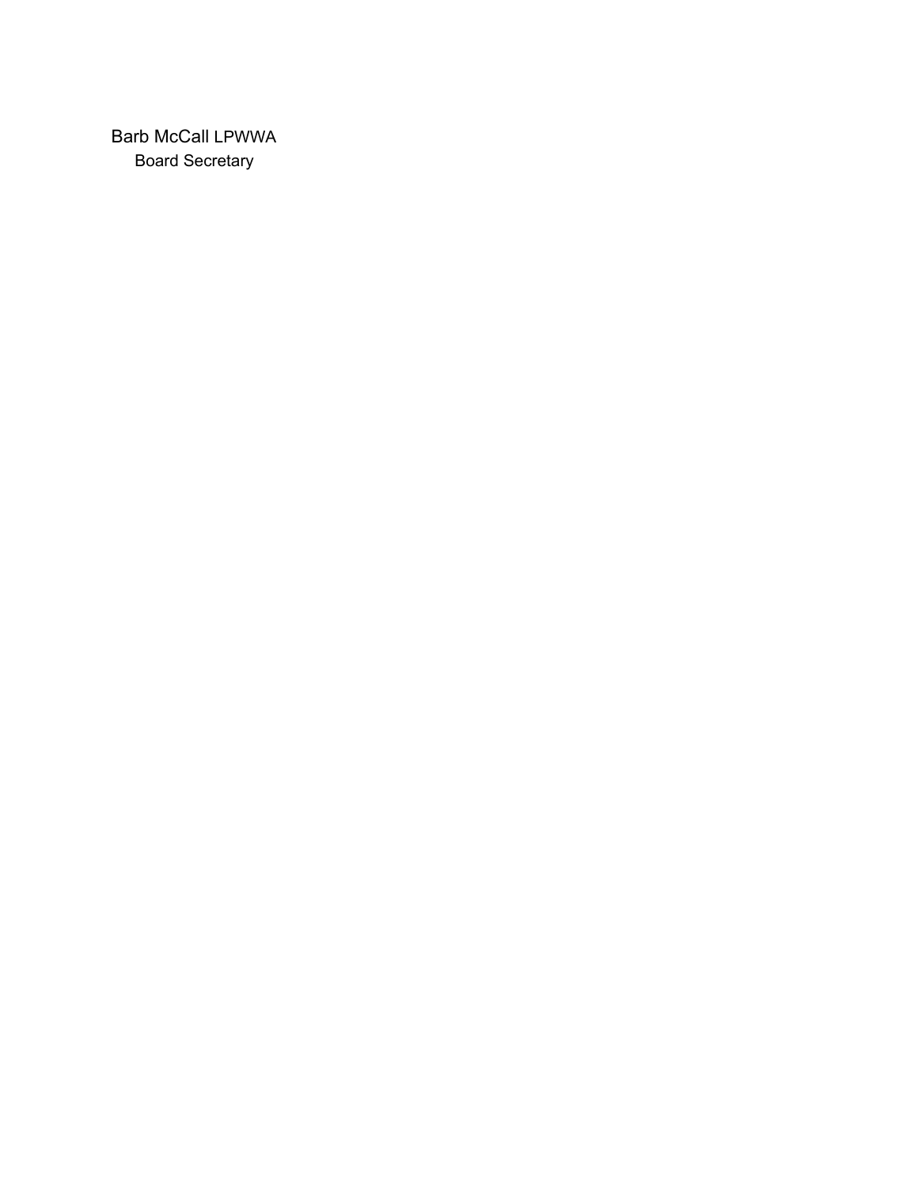Barb McCall LPWWA

Board Secretary